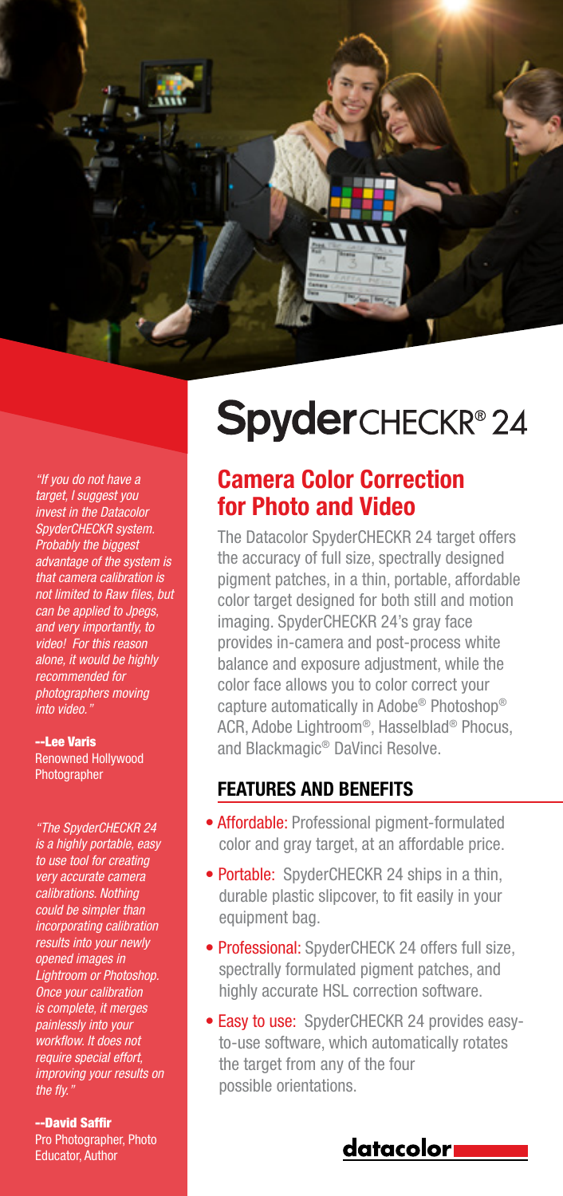# SpyderCHECKR® 24

## Camera Color Correction for Photo and Video

The Datacolor SpyderCHECKR 24 target offers the accuracy of full size, spectrally designed pigment patches, in a thin, portable, affordable color target designed for both still and motion imaging. SpyderCHECKR 24's gray face provides in-camera and post-process white balance and exposure adjustment, while the color face allows you to color correct your capture automatically in Adobe® Photoshop® ACR, Adobe Lightroom®, Hasselblad® Phocus, and Blackmagic® DaVinci Resolve.

### FEATURES AND BENEFITS

- Affordable: Professional pigment-formulated color and gray target, at an affordable price.
- Portable: SpyderCHECKR 24 ships in a thin, durable plastic slipcover, to fit easily in your equipment bag.
- Professional: SpyderCHECK 24 offers full size, spectrally formulated pigment patches, and highly accurate HSL correction software.
- Easy to use: SpyderCHECKR 24 provides easy-to-use software, which automatically rotates the target from any of the four possible orientations.

*"If you do not have a target, I suggest you invest in the Datacolor SpyderCHECKR system. Probably the biggest advantage of the system is that camera calibration is not limited to Raw files, but can be applied to Jpegs, and very importantly, to video! For this reason alone, it would be highly recommended for photographers moving into video."*

**--Lee Varis**
Renowned Hollywood Photographer

*"The SpyderCHECKR 24 is a highly portable, easy to use tool for creating very accurate camera calibrations. Nothing could be simpler than incorporating calibration results into your newly opened images in Lightroom or Photoshop. Once your calibration is complete, it merges painlessly into your workflow. It does not require special effort, improving your results on the fly."*

**--David Saffir**
Pro Photographer, Photo Educator, Author

datacolor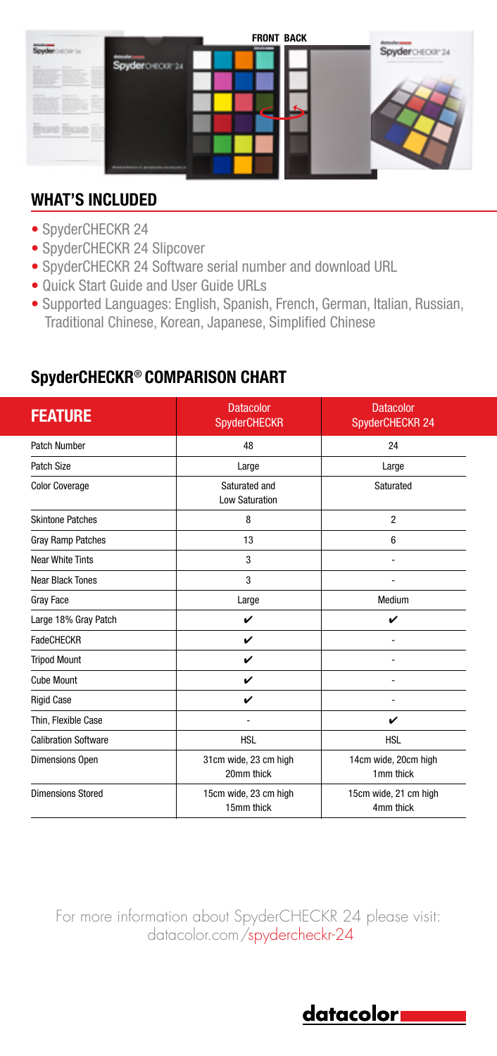FRONT BACK

## WHAT'S INCLUDED

- SpyderCHECKR 24
- SpyderCHECKR 24 Slipcover
- SpyderCHECKR 24 Software serial number and download URL
- Quick Start Guide and User Guide URLs
- Supported Languages: English, Spanish, French, German, Italian, Russian, Traditional Chinese, Korean, Japanese, Simplified Chinese

## SpyderCHECKR® COMPARISON CHART

| FEATURE | Datacolor SpyderCHECKR | Datacolor SpyderCHECKR 24 |
|---|---|---|
| Patch Number | 48 | 24 |
| Patch Size | Large | Large |
| Color Coverage | Saturated and Low Saturation | Saturated |
| Skintone Patches | 8 | 2 |
| Gray Ramp Patches | 13 | 6 |
| Near White Tints | 3 | - |
| Near Black Tones | 3 | - |
| Gray Face | Large | Medium |
| Large 18% Gray Patch | ✔ | ✔ |
| FadeCHECKR | ✔ | - |
| Tripod Mount | ✔ | - |
| Cube Mount | ✔ | - |
| Rigid Case | ✔ | - |
| Thin, Flexible Case | - | ✔ |
| Calibration Software | HSL | HSL |
| Dimensions Open | 31cm wide, 23 cm high 20mm thick | 14cm wide, 20cm high 1mm thick |
| Dimensions Stored | 15cm wide, 23 cm high 15mm thick | 15cm wide, 21 cm high 4mm thick |

For more information about SpyderCHECKR 24 please visit:
datacolor.com/spydercheckr-24

datacolor